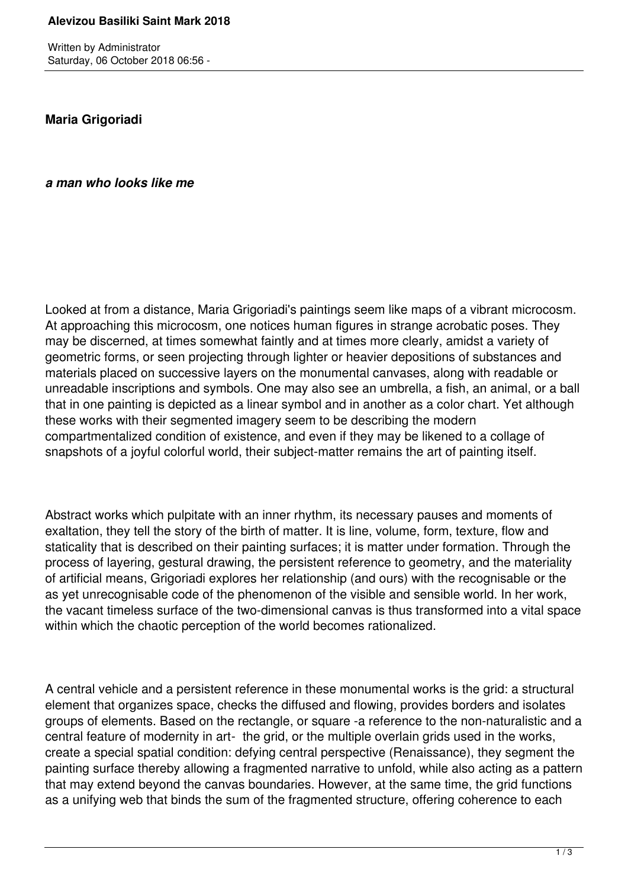**Maria Grigoriadi**

***a man who looks like me***

Looked at from a distance, Maria Grigoriadi's paintings seem like maps of a vibrant microcosm. At approaching this microcosm, one notices human figures in strange acrobatic poses. They may be discerned, at times somewhat faintly and at times more clearly, amidst a variety of geometric forms, or seen projecting through lighter or heavier depositions of substances and materials placed on successive layers on the monumental canvases, along with readable or unreadable inscriptions and symbols. One may also see an umbrella, a fish, an animal, or a ball that in one painting is depicted as a linear symbol and in another as a color chart. Yet although these works with their segmented imagery seem to be describing the modern compartmentalized condition of existence, and even if they may be likened to a collage of snapshots of a joyful colorful world, their subject-matter remains the art of painting itself.

Abstract works which pulpitate with an inner rhythm, its necessary pauses and moments of exaltation, they tell the story of the birth of matter. It is line, volume, form, texture, flow and staticality that is described on their painting surfaces; it is matter under formation. Through the process of layering, gestural drawing, the persistent reference to geometry, and the materiality of artificial means, Grigoriadi explores her relationship (and ours) with the recognisable or the as yet unrecognisable code of the phenomenon of the visible and sensible world. In her work, the vacant timeless surface of the two-dimensional canvas is thus transformed into a vital space within which the chaotic perception of the world becomes rationalized.

A central vehicle and a persistent reference in these monumental works is the grid: a structural element that organizes space, checks the diffused and flowing, provides borders and isolates groups of elements. Based on the rectangle, or square -a reference to the non-naturalistic and a central feature of modernity in art- the grid, or the multiple overlain grids used in the works, create a special spatial condition: defying central perspective (Renaissance), they segment the painting surface thereby allowing a fragmented narrative to unfold, while also acting as a pattern that may extend beyond the canvas boundaries. However, at the same time, the grid functions as a unifying web that binds the sum of the fragmented structure, offering coherence to each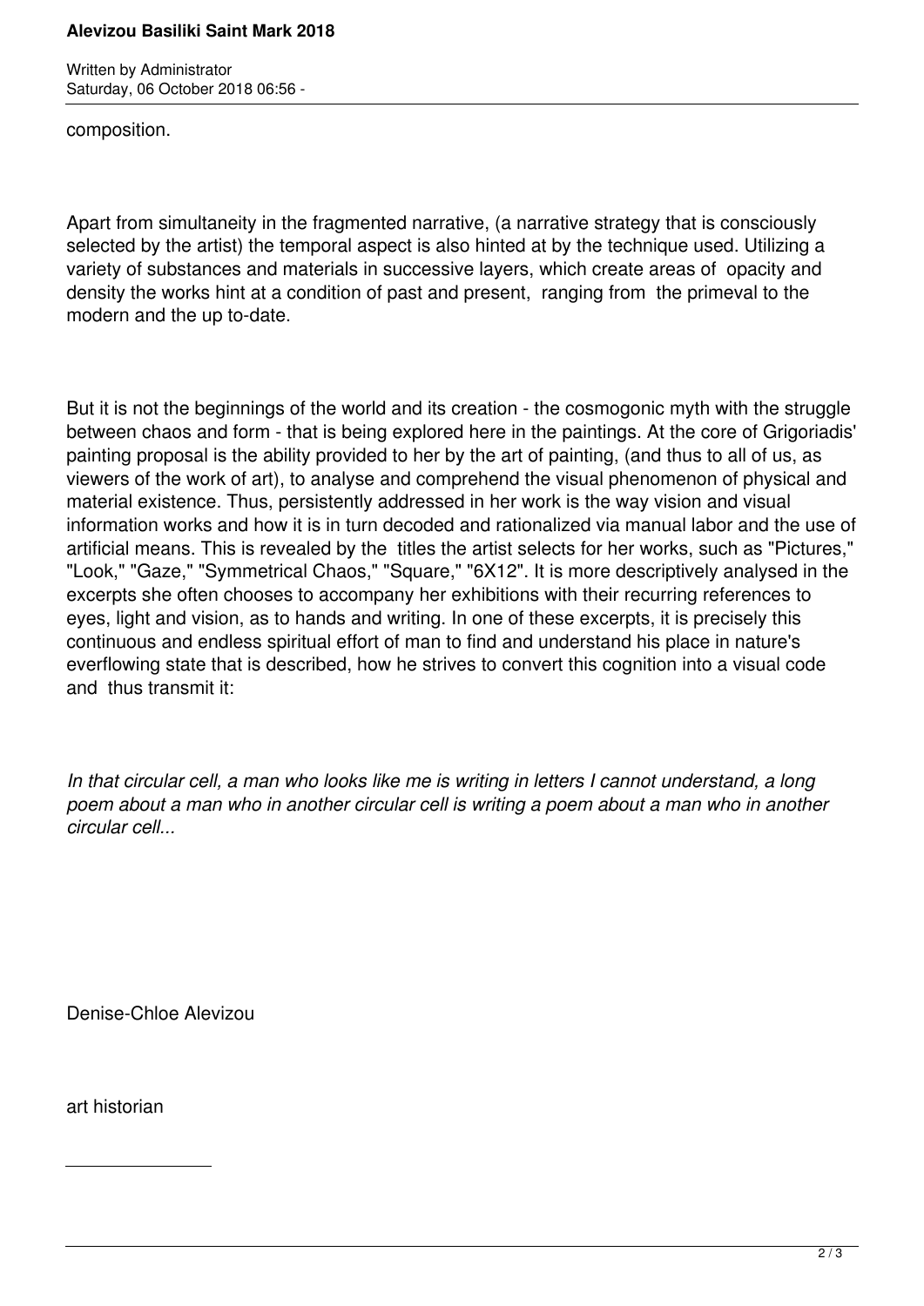composition.

Apart from simultaneity in the fragmented narrative, (a narrative strategy that is consciously selected by the artist) the temporal aspect is also hinted at by the technique used. Utilizing a variety of substances and materials in successive layers, which create areas of opacity and density the works hint at a condition of past and present, ranging from the primeval to the modern and the up to-date.

But it is not the beginnings of the world and its creation - the cosmogonic myth with the struggle between chaos and form - that is being explored here in the paintings. At the core of Grigoriadis' painting proposal is the ability provided to her by the art of painting, (and thus to all of us, as viewers of the work of art), to analyse and comprehend the visual phenomenon of physical and material existence. Thus, persistently addressed in her work is the way vision and visual information works and how it is in turn decoded and rationalized via manual labor and the use of artificial means. This is revealed by the titles the artist selects for her works, such as "Pictures," "Look," "Gaze," "Symmetrical Chaos," "Square," "6X12". It is more descriptively analysed in the excerpts she often chooses to accompany her exhibitions with their recurring references to eyes, light and vision, as to hands and writing. In one of these excerpts, it is precisely this continuous and endless spiritual effort of man to find and understand his place in nature's everflowing state that is described, how he strives to convert this cognition into a visual code and thus transmit it:

*In that circular cell, a man who looks like me is writing in letters I cannot understand, a long poem about a man who in another circular cell is writing a poem about a man who in another circular cell...*

Denise-Chloe Alevizou

art historian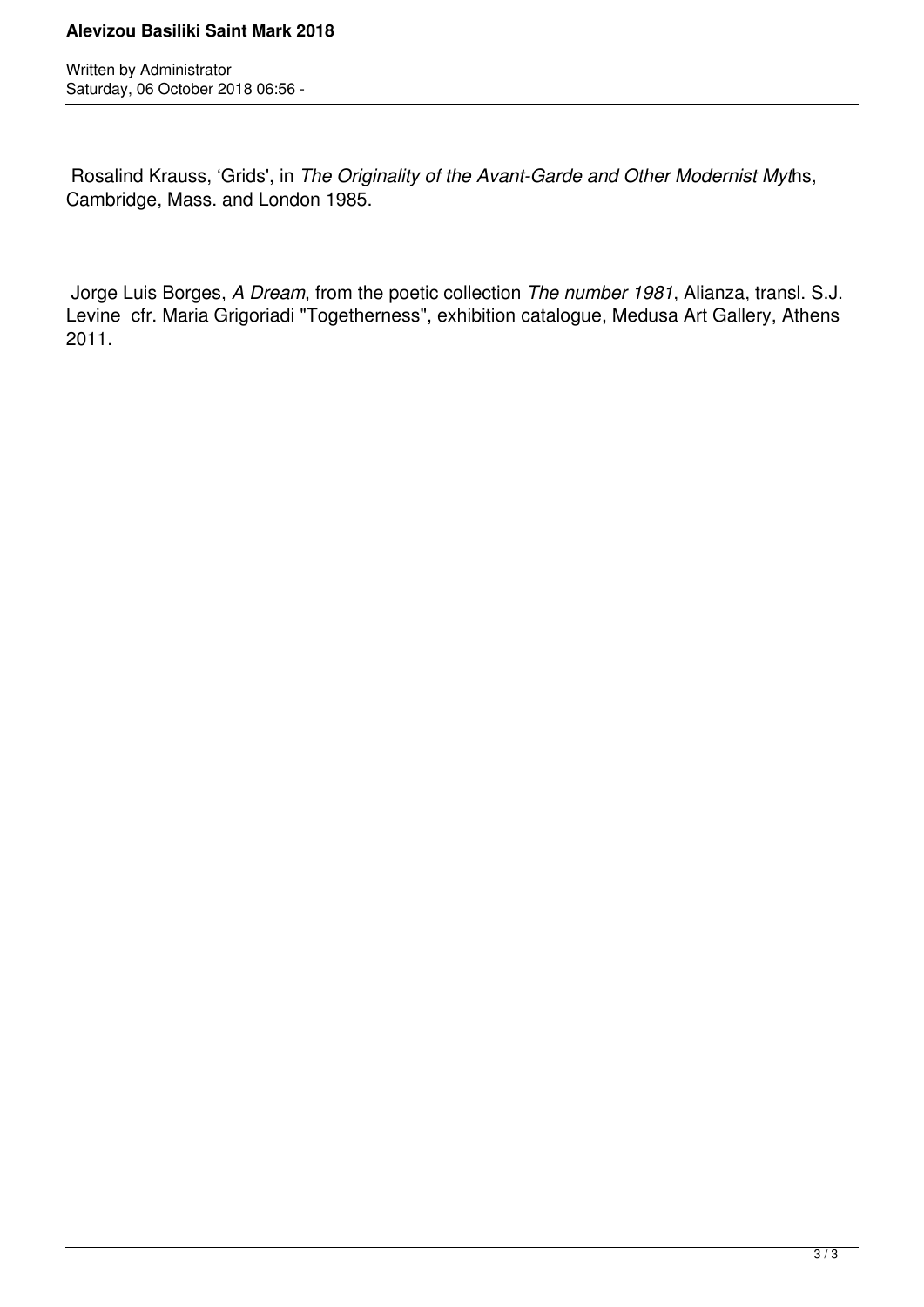Rosalind Krauss, ‘Grids', in *The Originality of the Avant-Garde and Other Modernist Myths*, Cambridge, Mass. and London 1985.

Jorge Luis Borges, *A Dream*, from the poetic collection *The number 1981*, Alianza, transl. S.J. Levine cfr. Maria Grigoriadi "Togetherness", exhibition catalogue, Medusa Art Gallery, Athens 2011.